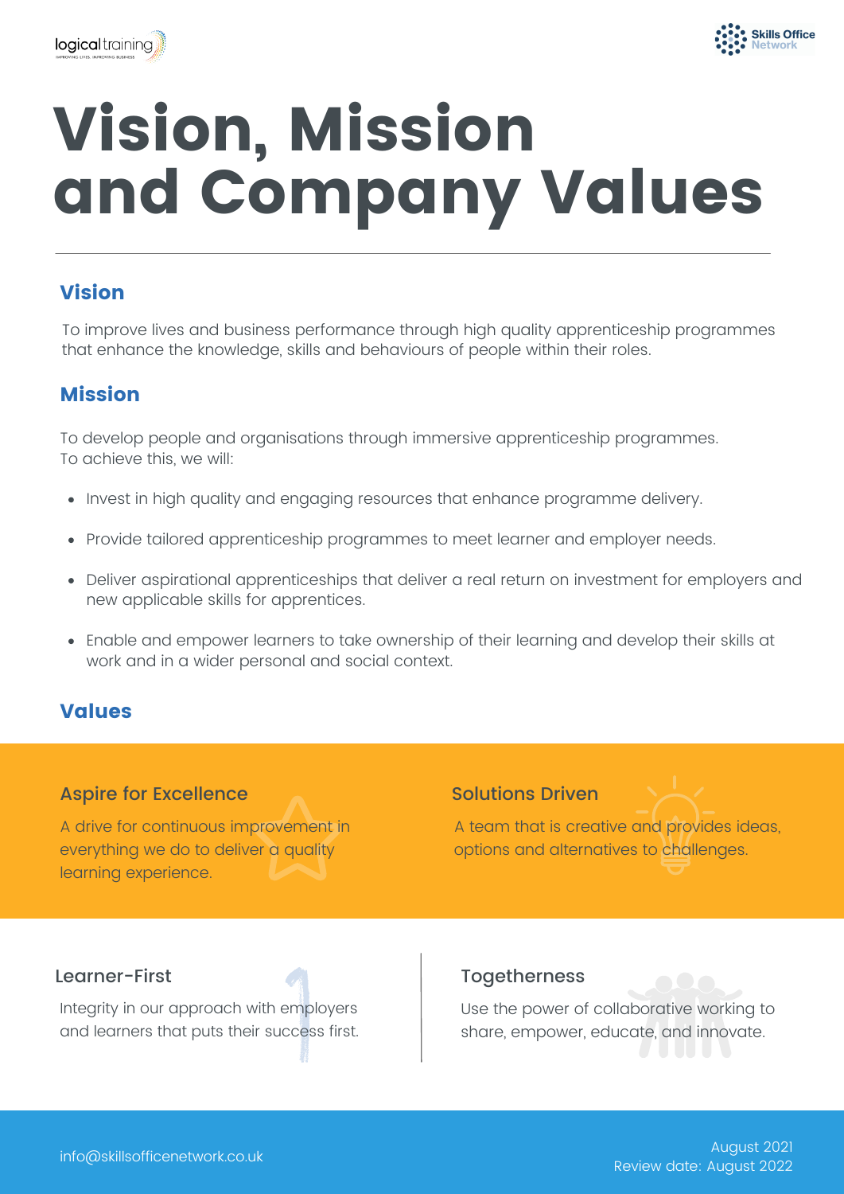# Vision, Mission and Company Values

## Vision

To improve lives and business performance through high quality apprenticeship programmes that enhance the knowledge, skills and behaviours of people within their roles.

## Mission

To develop people and organisations through immersive apprenticeship programmes.
To achieve this, we will:

- Invest in high quality and engaging resources that enhance programme delivery.
- Provide tailored apprenticeship programmes to meet learner and employer needs.
- Deliver aspirational apprenticeships that deliver a real return on investment for employers and new applicable skills for apprentices.
- Enable and empower learners to take ownership of their learning and develop their skills at work and in a wider personal and social context.

## Values

### Aspire for Excellence

A drive for continuous improvement in everything we do to deliver a quality learning experience.

### Solutions Driven

A team that is creative and provides ideas, options and alternatives to challenges.

### Learner-First

Integrity in our approach with employers and learners that puts their success first.

### Togetherness

Use the power of collaborative working to share, empower, educate, and innovate.

info@skillsofficenetwork.co.uk

August 2021
Review date: August 2022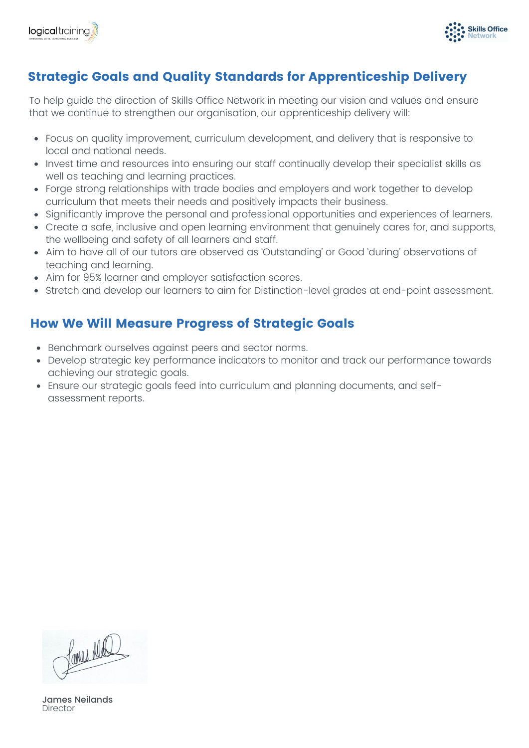## Strategic Goals and Quality Standards for Apprenticeship Delivery

To help guide the direction of Skills Office Network in meeting our vision and values and ensure that we continue to strengthen our organisation, our apprenticeship delivery will:

- Focus on quality improvement, curriculum development, and delivery that is responsive to local and national needs.
- Invest time and resources into ensuring our staff continually develop their specialist skills as well as teaching and learning practices.
- Forge strong relationships with trade bodies and employers and work together to develop curriculum that meets their needs and positively impacts their business.
- Significantly improve the personal and professional opportunities and experiences of learners.
- Create a safe, inclusive and open learning environment that genuinely cares for, and supports, the wellbeing and safety of all learners and staff.
- Aim to have all of our tutors are observed as 'Outstanding' or Good 'during' observations of teaching and learning.
- Aim for 95% learner and employer satisfaction scores.
- Stretch and develop our learners to aim for Distinction-level grades at end-point assessment.

## How We Will Measure Progress of Strategic Goals

- Benchmark ourselves against peers and sector norms.
- Develop strategic key performance indicators to monitor and track our performance towards achieving our strategic goals.
- Ensure our strategic goals feed into curriculum and planning documents, and self-assessment reports.

James Neilands
Director